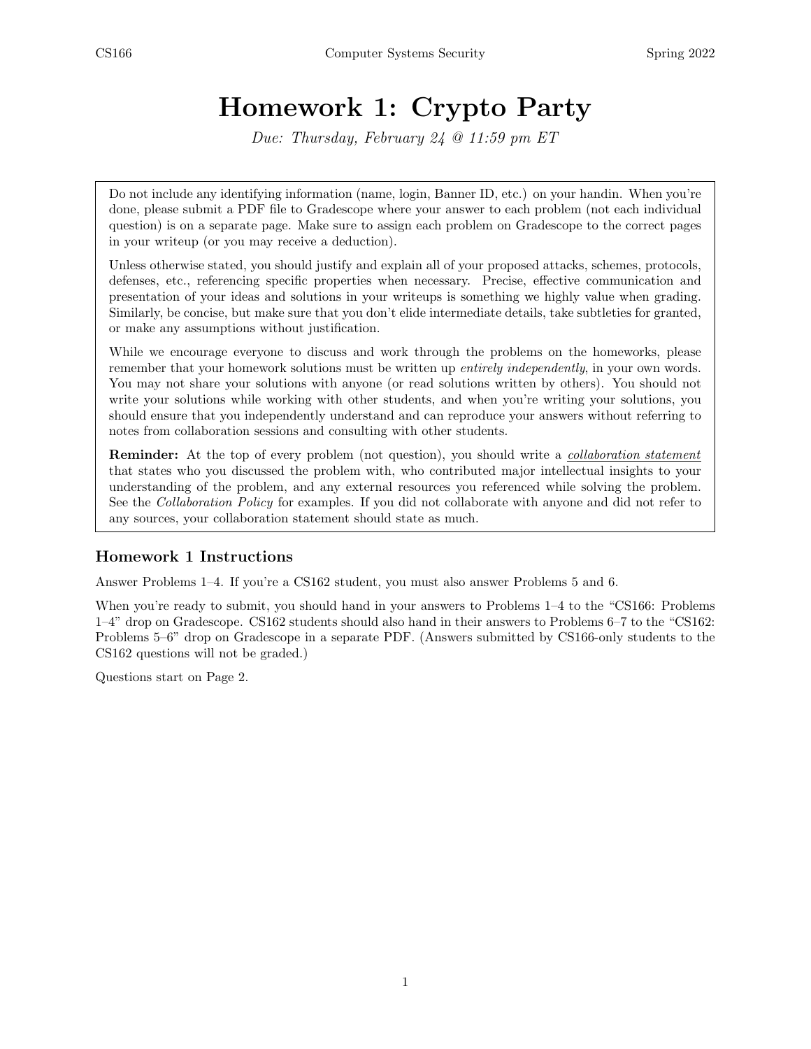# Homework 1: Crypto Party

*Due: Thursday, February 24 @ 11:59 pm ET*

Do not include any identifying information (name, login, Banner ID, etc.) on your handin. When you're done, please submit a PDF file to Gradescope where your answer to each problem (not each individual question) is on a separate page. Make sure to assign each problem on Gradescope to the correct pages in your writeup (or you may receive a deduction).

Unless otherwise stated, you should justify and explain all of your proposed attacks, schemes, protocols, defenses, etc., referencing specific properties when necessary. Precise, effective communication and presentation of your ideas and solutions in your writeups is something we highly value when grading. Similarly, be concise, but make sure that you don't elide intermediate details, take subtleties for granted, or make any assumptions without justification.

While we encourage everyone to discuss and work through the problems on the homeworks, please remember that your homework solutions must be written up *entirely independently*, in your own words. You may not share your solutions with anyone (or read solutions written by others). You should not write your solutions while working with other students, and when you're writing your solutions, you should ensure that you independently understand and can reproduce your answers without referring to notes from collaboration sessions and consulting with other students.

**Reminder:** At the top of every problem (not question), you should write a *collaboration statement* that states who you discussed the problem with, who contributed major intellectual insights to your understanding of the problem, and any external resources you referenced while solving the problem. See the *Collaboration Policy* for examples. If you did not collaborate with anyone and did not refer to any sources, your collaboration statement should state as much.

## Homework 1 Instructions

Answer Problems 1–4. If you're a CS162 student, you must also answer Problems 5 and 6.

When you're ready to submit, you should hand in your answers to Problems 1–4 to the "CS166: Problems 1–4" drop on Gradescope. CS162 students should also hand in their answers to Problems 6–7 to the "CS162: Problems 5–6" drop on Gradescope in a separate PDF. (Answers submitted by CS166-only students to the CS162 questions will not be graded.)

Questions start on Page 2.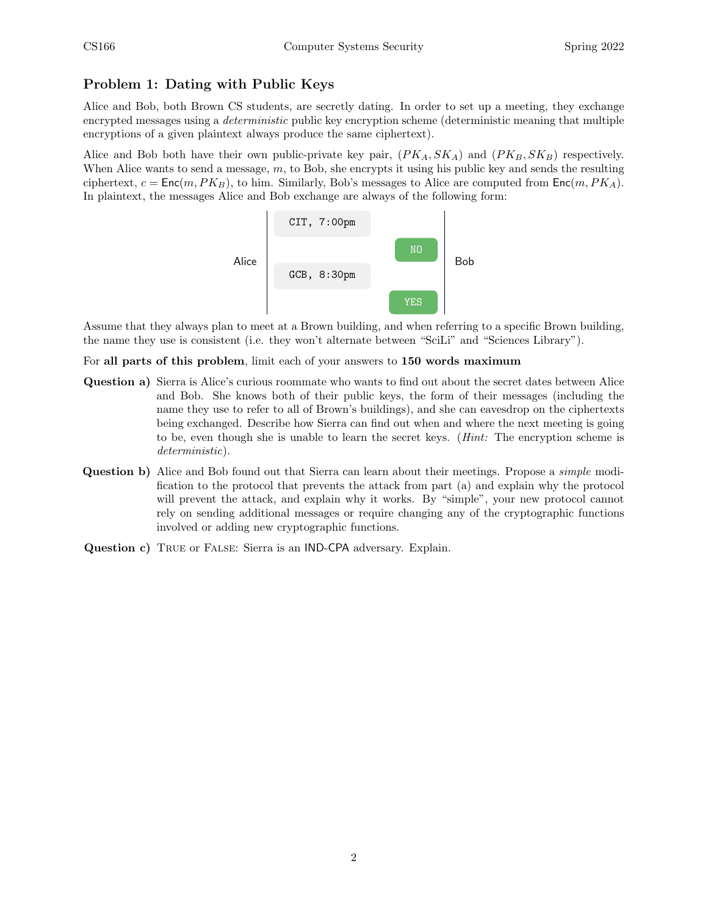## Problem 1: Dating with Public Keys

Alice and Bob, both Brown CS students, are secretly dating. In order to set up a meeting, they exchange encrypted messages using a *deterministic* public key encryption scheme (deterministic meaning that multiple encryptions of a given plaintext always produce the same ciphertext).

Alice and Bob both have their own public-private key pair, $(PK_A, SK_A)$ and $(PK_B, SK_B)$ respectively. When Alice wants to send a message, $m$, to Bob, she encrypts it using his public key and sends the resulting ciphertext, $c = \mathsf{Enc}(m, PK_B)$, to him. Similarly, Bob's messages to Alice are computed from $\mathsf{Enc}(m, PK_A)$. In plaintext, the messages Alice and Bob exchange are always of the following form:

| Alice | | Bob |
|---|---|---|
| `CIT, 7:00pm` | | |
| | `NO` | |
| `GCB, 8:30pm` | | |
| | `YES` | |

Assume that they always plan to meet at a Brown building, and when referring to a specific Brown building, the name they use is consistent (i.e. they won't alternate between "SciLi" and "Sciences Library").

For **all parts of this problem**, limit each of your answers to **150 words maximum**

**Question a)** Sierra is Alice's curious roommate who wants to find out about the secret dates between Alice and Bob. She knows both of their public keys, the form of their messages (including the name they use to refer to all of Brown's buildings), and she can eavesdrop on the ciphertexts being exchanged. Describe how Sierra can find out when and where the next meeting is going to be, even though she is unable to learn the secret keys. (*Hint:* The encryption scheme is *deterministic*).

**Question b)** Alice and Bob found out that Sierra can learn about their meetings. Propose a *simple* modification to the protocol that prevents the attack from part (a) and explain why the protocol will prevent the attack, and explain why it works. By "simple", your new protocol cannot rely on sending additional messages or require changing any of the cryptographic functions involved or adding new cryptographic functions.

**Question c)** True or False: Sierra is an IND-CPA adversary. Explain.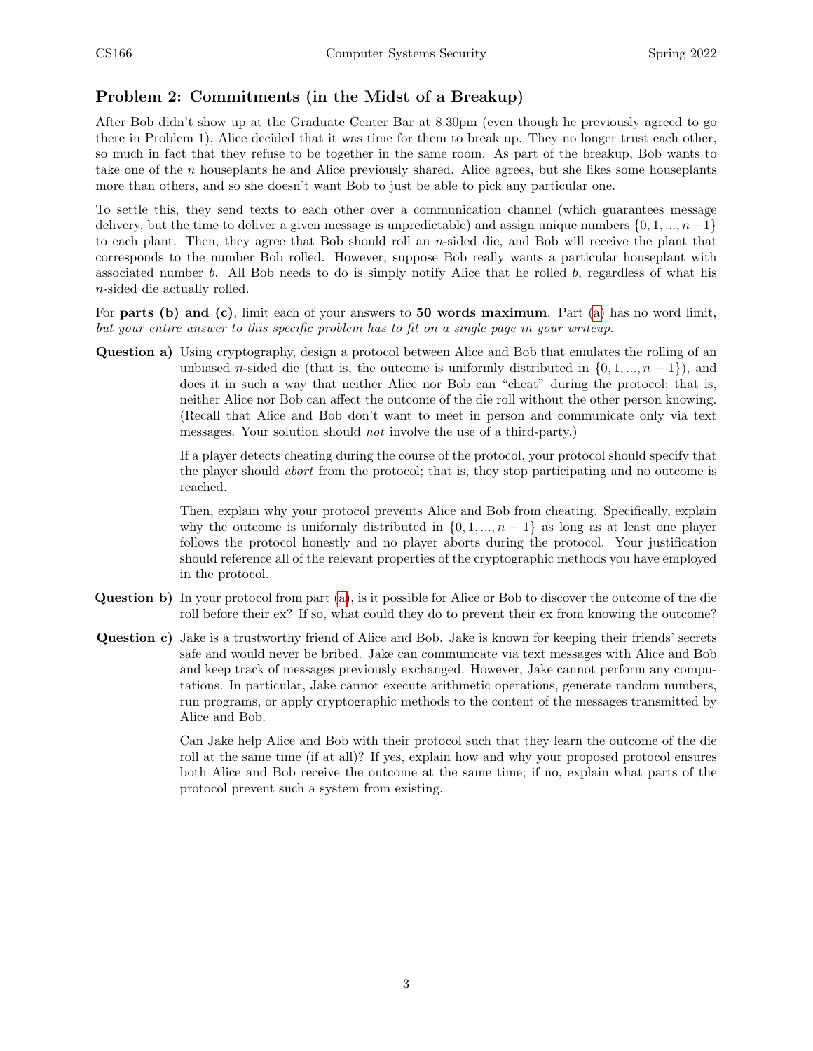## Problem 2: Commitments (in the Midst of a Breakup)

After Bob didn't show up at the Graduate Center Bar at 8:30pm (even though he previously agreed to go there in Problem 1), Alice decided that it was time for them to break up. They no longer trust each other, so much in fact that they refuse to be together in the same room. As part of the breakup, Bob wants to take one of the $n$ houseplants he and Alice previously shared. Alice agrees, but she likes some houseplants more than others, and so she doesn't want Bob to just be able to pick any particular one.

To settle this, they send texts to each other over a communication channel (which guarantees message delivery, but the time to deliver a given message is unpredictable) and assign unique numbers $\{0, 1, ..., n-1\}$ to each plant. Then, they agree that Bob should roll an $n$-sided die, and Bob will receive the plant that corresponds to the number Bob rolled. However, suppose Bob really wants a particular houseplant with associated number $b$. All Bob needs to do is simply notify Alice that he rolled $b$, regardless of what his $n$-sided die actually rolled.

For **parts (b) and (c)**, limit each of your answers to **50 words maximum**. Part (a) has no word limit, *but your entire answer to this specific problem has to fit on a single page in your writeup.*

**Question a)** Using cryptography, design a protocol between Alice and Bob that emulates the rolling of an unbiased $n$-sided die (that is, the outcome is uniformly distributed in $\{0, 1, ..., n-1\}$), and does it in such a way that neither Alice nor Bob can "cheat" during the protocol; that is, neither Alice nor Bob can affect the outcome of the die roll without the other person knowing. (Recall that Alice and Bob don't want to meet in person and communicate only via text messages. Your solution should *not* involve the use of a third-party.)

If a player detects cheating during the course of the protocol, your protocol should specify that the player should *abort* from the protocol; that is, they stop participating and no outcome is reached.

Then, explain why your protocol prevents Alice and Bob from cheating. Specifically, explain why the outcome is uniformly distributed in $\{0, 1, ..., n-1\}$ as long as at least one player follows the protocol honestly and no player aborts during the protocol. Your justification should reference all of the relevant properties of the cryptographic methods you have employed in the protocol.

**Question b)** In your protocol from part (a), is it possible for Alice or Bob to discover the outcome of the die roll before their ex? If so, what could they do to prevent their ex from knowing the outcome?

**Question c)** Jake is a trustworthy friend of Alice and Bob. Jake is known for keeping their friends' secrets safe and would never be bribed. Jake can communicate via text messages with Alice and Bob and keep track of messages previously exchanged. However, Jake cannot perform any computations. In particular, Jake cannot execute arithmetic operations, generate random numbers, run programs, or apply cryptographic methods to the content of the messages transmitted by Alice and Bob.

Can Jake help Alice and Bob with their protocol such that they learn the outcome of the die roll at the same time (if at all)? If yes, explain how and why your proposed protocol ensures both Alice and Bob receive the outcome at the same time; if no, explain what parts of the protocol prevent such a system from existing.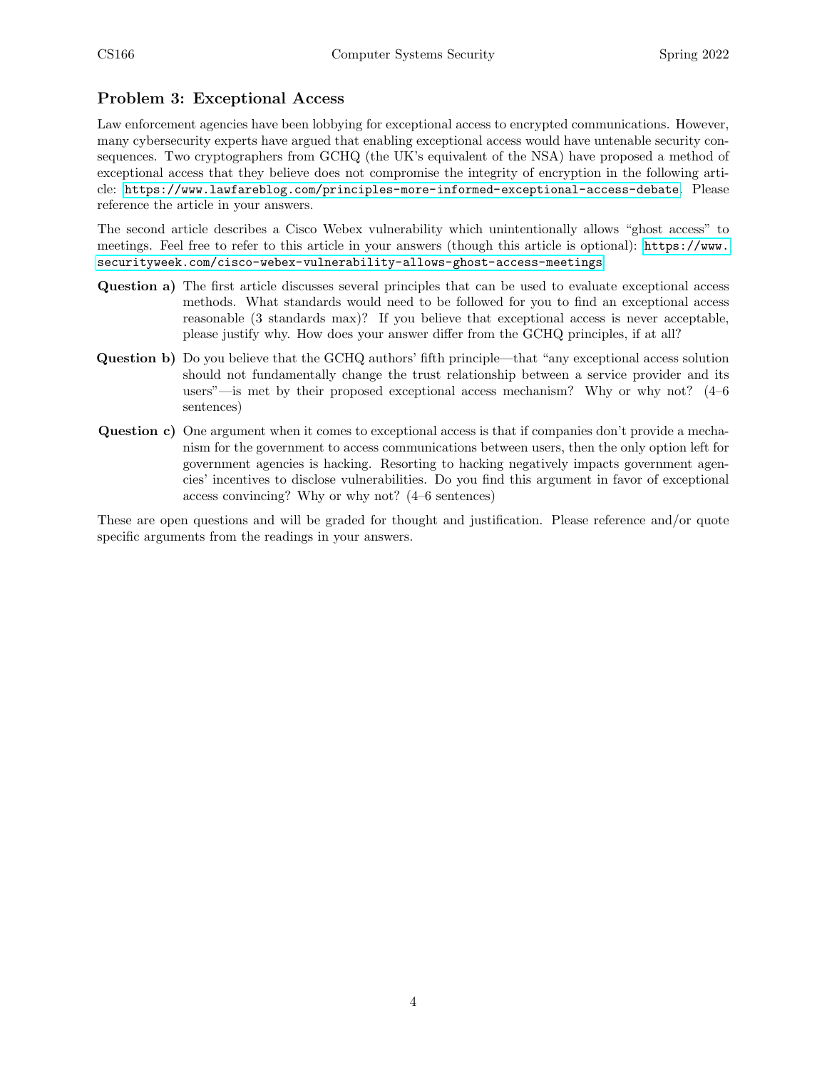## Problem 3: Exceptional Access

Law enforcement agencies have been lobbying for exceptional access to encrypted communications. However, many cybersecurity experts have argued that enabling exceptional access would have untenable security consequences. Two cryptographers from GCHQ (the UK's equivalent of the NSA) have proposed a method of exceptional access that they believe does not compromise the integrity of encryption in the following article: https://www.lawfareblog.com/principles-more-informed-exceptional-access-debate. Please reference the article in your answers.

The second article describes a Cisco Webex vulnerability which unintentionally allows "ghost access" to meetings. Feel free to refer to this article in your answers (though this article is optional): https://www.securityweek.com/cisco-webex-vulnerability-allows-ghost-access-meetings

**Question a)** The first article discusses several principles that can be used to evaluate exceptional access methods. What standards would need to be followed for you to find an exceptional access reasonable (3 standards max)? If you believe that exceptional access is never acceptable, please justify why. How does your answer differ from the GCHQ principles, if at all?

**Question b)** Do you believe that the GCHQ authors' fifth principle—that "any exceptional access solution should not fundamentally change the trust relationship between a service provider and its users"—is met by their proposed exceptional access mechanism? Why or why not? (4–6 sentences)

**Question c)** One argument when it comes to exceptional access is that if companies don't provide a mechanism for the government to access communications between users, then the only option left for government agencies is hacking. Resorting to hacking negatively impacts government agencies' incentives to disclose vulnerabilities. Do you find this argument in favor of exceptional access convincing? Why or why not? (4–6 sentences)

These are open questions and will be graded for thought and justification. Please reference and/or quote specific arguments from the readings in your answers.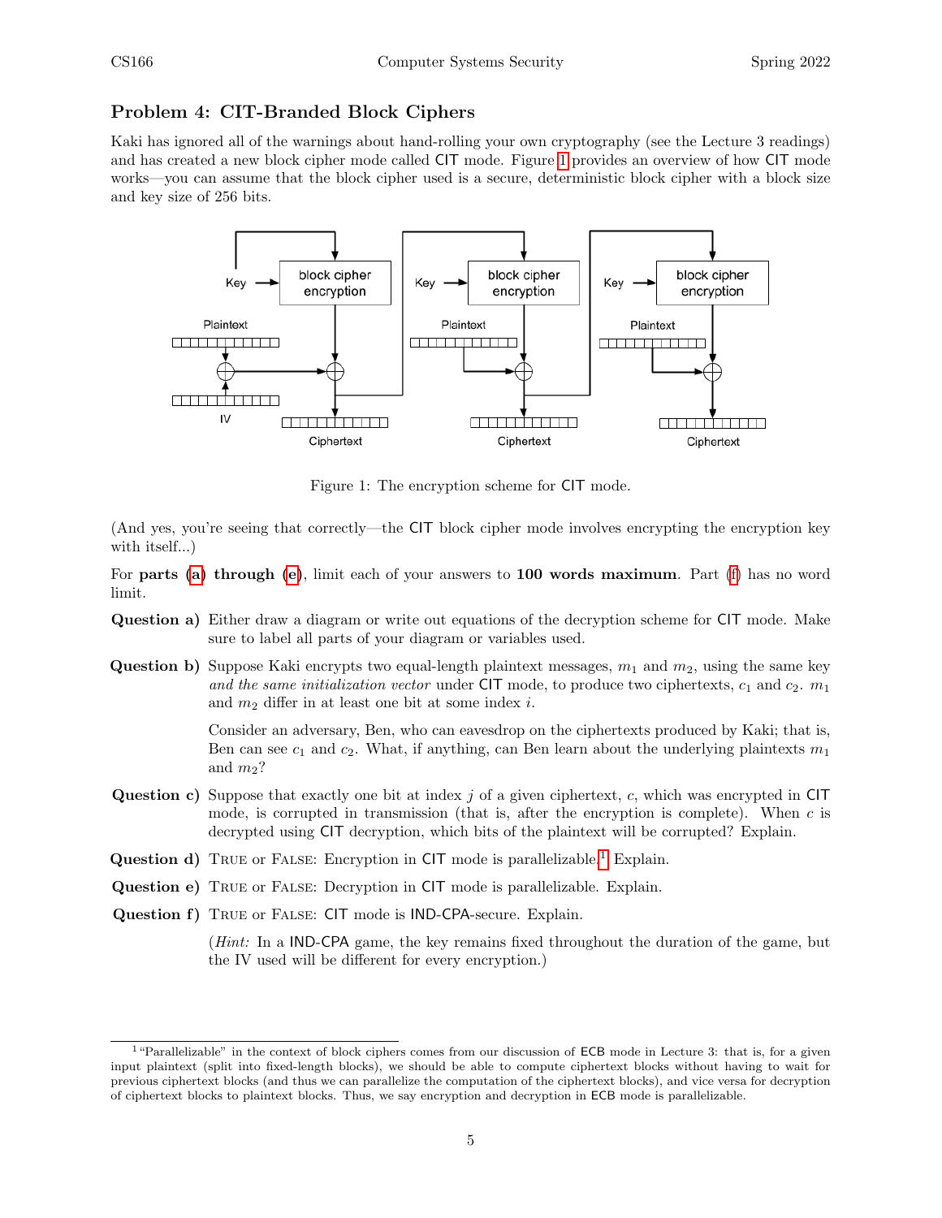## Problem 4: CIT-Branded Block Ciphers

Kaki has ignored all of the warnings about hand-rolling your own cryptography (see the Lecture 3 readings) and has created a new block cipher mode called CIT mode. Figure 1 provides an overview of how CIT mode works—you can assume that the block cipher used is a secure, deterministic block cipher with a block size and key size of 256 bits.

Figure 1: The encryption scheme for CIT mode.

(And yes, you're seeing that correctly—the CIT block cipher mode involves encrypting the encryption key with itself...)

For **parts (a) through (e)**, limit each of your answers to **100 words maximum**. Part (f) has no word limit.

**Question a)** Either draw a diagram or write out equations of the decryption scheme for CIT mode. Make sure to label all parts of your diagram or variables used.

**Question b)** Suppose Kaki encrypts two equal-length plaintext messages, $m_1$ and $m_2$, using the same key *and the same initialization vector* under CIT mode, to produce two ciphertexts, $c_1$ and $c_2$. $m_1$ and $m_2$ differ in at least one bit at some index $i$.

Consider an adversary, Ben, who can eavesdrop on the ciphertexts produced by Kaki; that is, Ben can see $c_1$ and $c_2$. What, if anything, can Ben learn about the underlying plaintexts $m_1$ and $m_2$?

**Question c)** Suppose that exactly one bit at index $j$ of a given ciphertext, $c$, which was encrypted in CIT mode, is corrupted in transmission (that is, after the encryption is complete). When $c$ is decrypted using CIT decryption, which bits of the plaintext will be corrupted? Explain.

**Question d)** TRUE or FALSE: Encryption in CIT mode is parallelizable.[1] Explain.

**Question e)** TRUE or FALSE: Decryption in CIT mode is parallelizable. Explain.

**Question f)** TRUE or FALSE: CIT mode is IND-CPA-secure. Explain.

(*Hint:* In a IND-CPA game, the key remains fixed throughout the duration of the game, but the IV used will be different for every encryption.)

[1] "Parallelizable" in the context of block ciphers comes from our discussion of ECB mode in Lecture 3: that is, for a given input plaintext (split into fixed-length blocks), we should be able to compute ciphertext blocks without having to wait for previous ciphertext blocks (and thus we can parallelize the computation of the ciphertext blocks), and vice versa for decryption of ciphertext blocks to plaintext blocks. Thus, we say encryption and decryption in ECB mode is parallelizable.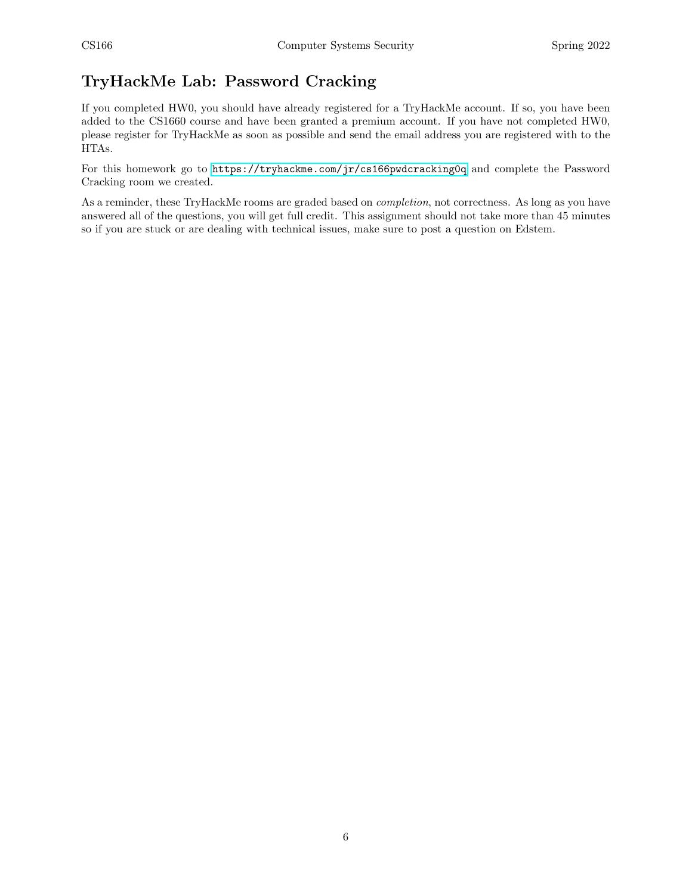## TryHackMe Lab: Password Cracking

If you completed HW0, you should have already registered for a TryHackMe account. If so, you have been added to the CS1660 course and have been granted a premium account. If you have not completed HW0, please register for TryHackMe as soon as possible and send the email address you are registered with to the HTAs.

For this homework go to https://tryhackme.com/jr/cs166pwdcracking0q and complete the Password Cracking room we created.

As a reminder, these TryHackMe rooms are graded based on *completion*, not correctness. As long as you have answered all of the questions, you will get full credit. This assignment should not take more than 45 minutes so if you are stuck or are dealing with technical issues, make sure to post a question on Edstem.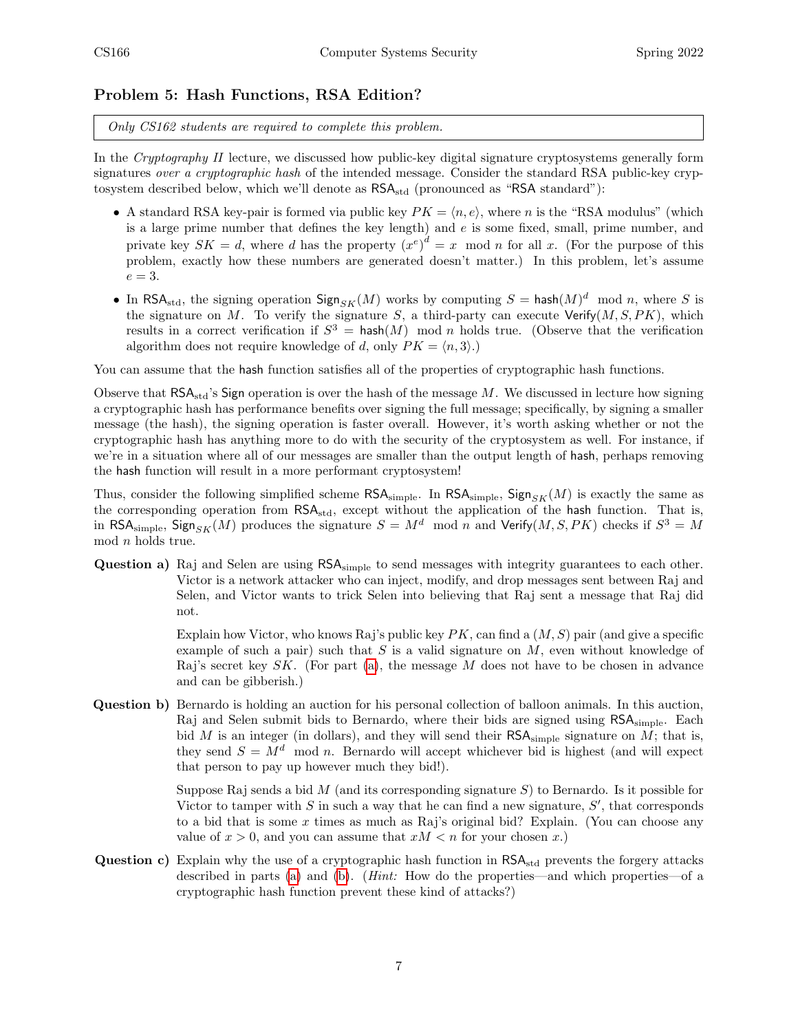## Problem 5: Hash Functions, RSA Edition?

*Only CS162 students are required to complete this problem.*

In the *Cryptography II* lecture, we discussed how public-key digital signature cryptosystems generally form signatures *over a cryptographic hash* of the intended message. Consider the standard RSA public-key cryptosystem described below, which we'll denote as $\mathsf{RSA}_{\text{std}}$ (pronounced as "RSA standard"):

- A standard RSA key-pair is formed via public key $PK = \langle n, e \rangle$, where $n$ is the "RSA modulus" (which is a large prime number that defines the key length) and $e$ is some fixed, small, prime number, and private key $SK = d$, where $d$ has the property $(x^e)^d = x \mod n$ for all $x$. (For the purpose of this problem, exactly how these numbers are generated doesn't matter.) In this problem, let's assume $e = 3$.
- In $\mathsf{RSA}_{\text{std}}$, the signing operation $\mathsf{Sign}_{SK}(M)$ works by computing $S = \mathsf{hash}(M)^d \mod n$, where $S$ is the signature on $M$. To verify the signature $S$, a third-party can execute $\mathsf{Verify}(M, S, PK)$, which results in a correct verification if $S^3 = \mathsf{hash}(M) \mod n$ holds true. (Observe that the verification algorithm does not require knowledge of $d$, only $PK = \langle n, 3 \rangle$.)

You can assume that the hash function satisfies all of the properties of cryptographic hash functions.

Observe that $\mathsf{RSA}_{\text{std}}$'s Sign operation is over the hash of the message $M$. We discussed in lecture how signing a cryptographic hash has performance benefits over signing the full message; specifically, by signing a smaller message (the hash), the signing operation is faster overall. However, it's worth asking whether or not the cryptographic hash has anything more to do with the security of the cryptosystem as well. For instance, if we're in a situation where all of our messages are smaller than the output length of hash, perhaps removing the hash function will result in a more performant cryptosystem!

Thus, consider the following simplified scheme $\mathsf{RSA}_{\text{simple}}$. In $\mathsf{RSA}_{\text{simple}}$, $\mathsf{Sign}_{SK}(M)$ is exactly the same as the corresponding operation from $\mathsf{RSA}_{\text{std}}$, except without the application of the hash function. That is, in $\mathsf{RSA}_{\text{simple}}$, $\mathsf{Sign}_{SK}(M)$ produces the signature $S = M^d \mod n$ and $\mathsf{Verify}(M, S, PK)$ checks if $S^3 = M \mod n$ holds true.

**Question a)** Raj and Selen are using $\mathsf{RSA}_{\text{simple}}$ to send messages with integrity guarantees to each other. Victor is a network attacker who can inject, modify, and drop messages sent between Raj and Selen, and Victor wants to trick Selen into believing that Raj sent a message that Raj did not.

Explain how Victor, who knows Raj's public key $PK$, can find a $(M, S)$ pair (and give a specific example of such a pair) such that $S$ is a valid signature on $M$, even without knowledge of Raj's secret key $SK$. (For part (a), the message $M$ does not have to be chosen in advance and can be gibberish.)

**Question b)** Bernardo is holding an auction for his personal collection of balloon animals. In this auction, Raj and Selen submit bids to Bernardo, where their bids are signed using $\mathsf{RSA}_{\text{simple}}$. Each bid $M$ is an integer (in dollars), and they will send their $\mathsf{RSA}_{\text{simple}}$ signature on $M$; that is, they send $S = M^d \mod n$. Bernardo will accept whichever bid is highest (and will expect that person to pay up however much they bid!).

Suppose Raj sends a bid $M$ (and its corresponding signature $S$) to Bernardo. Is it possible for Victor to tamper with $S$ in such a way that he can find a new signature, $S'$, that corresponds to a bid that is some $x$ times as much as Raj's original bid? Explain. (You can choose any value of $x > 0$, and you can assume that $xM < n$ for your chosen $x$.)

**Question c)** Explain why the use of a cryptographic hash function in $\mathsf{RSA}_{\text{std}}$ prevents the forgery attacks described in parts (a) and (b). (*Hint:* How do the properties—and which properties—of a cryptographic hash function prevent these kind of attacks?)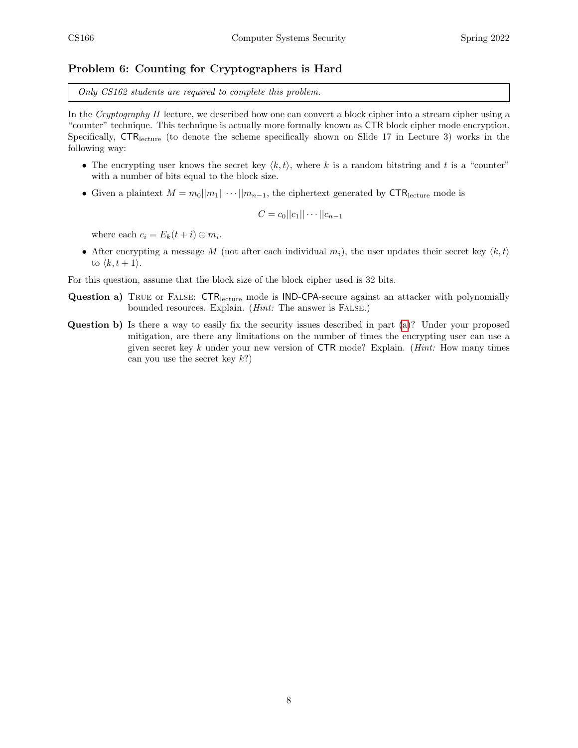## Problem 6: Counting for Cryptographers is Hard

*Only CS162 students are required to complete this problem.*

In the *Cryptography II* lecture, we described how one can convert a block cipher into a stream cipher using a "counter" technique. This technique is actually more formally known as CTR block cipher mode encryption. Specifically, $\mathsf{CTR}_{\text{lecture}}$ (to denote the scheme specifically shown on Slide 17 in Lecture 3) works in the following way:

- The encrypting user knows the secret key $\langle k, t \rangle$, where $k$ is a random bitstring and $t$ is a "counter" with a number of bits equal to the block size.
- Given a plaintext $M = m_0 || m_1 || \cdots || m_{n-1}$, the ciphertext generated by $\mathsf{CTR}_{\text{lecture}}$ mode is

$$C = c_0 || c_1 || \cdots || c_{n-1}$$

  where each $c_i = E_k(t + i) \oplus m_i$.

- After encrypting a message $M$ (not after each individual $m_i$), the user updates their secret key $\langle k, t \rangle$ to $\langle k, t + 1 \rangle$.

For this question, assume that the block size of the block cipher used is 32 bits.

**Question a)** TRUE or FALSE: $\mathsf{CTR}_{\text{lecture}}$ mode is IND-CPA-secure against an attacker with polynomially bounded resources. Explain. (*Hint:* The answer is FALSE.)

**Question b)** Is there a way to easily fix the security issues described in part (a)? Under your proposed mitigation, are there any limitations on the number of times the encrypting user can use a given secret key $k$ under your new version of CTR mode? Explain. (*Hint:* How many times can you use the secret key $k$?)